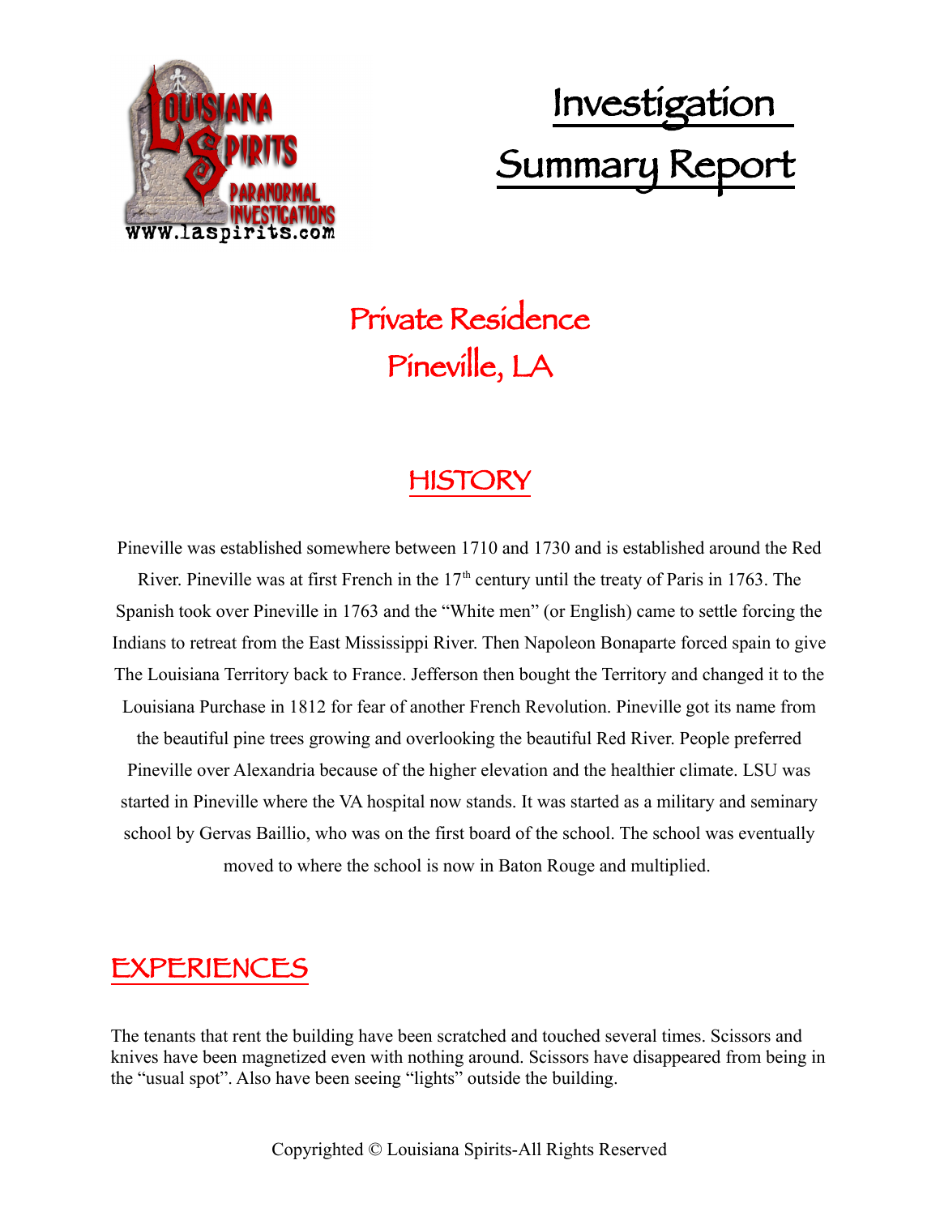# Investigation Summary Report

## Private Residence
## Pineville, LA

## HISTORY

Pineville was established somewhere between 1710 and 1730 and is established around the Red River. Pineville was at first French in the 17th century until the treaty of Paris in 1763. The Spanish took over Pineville in 1763 and the "White men" (or English) came to settle forcing the Indians to retreat from the East Mississippi River. Then Napoleon Bonaparte forced spain to give The Louisiana Territory back to France. Jefferson then bought the Territory and changed it to the Louisiana Purchase in 1812 for fear of another French Revolution. Pineville got its name from the beautiful pine trees growing and overlooking the beautiful Red River. People preferred Pineville over Alexandria because of the higher elevation and the healthier climate. LSU was started in Pineville where the VA hospital now stands. It was started as a military and seminary school by Gervas Baillio, who was on the first board of the school. The school was eventually moved to where the school is now in Baton Rouge and multiplied.

## EXPERIENCES

The tenants that rent the building have been scratched and touched several times. Scissors and knives have been magnetized even with nothing around. Scissors have disappeared from being in the "usual spot". Also have been seeing "lights" outside the building.

Copyrighted © Louisiana Spirits-All Rights Reserved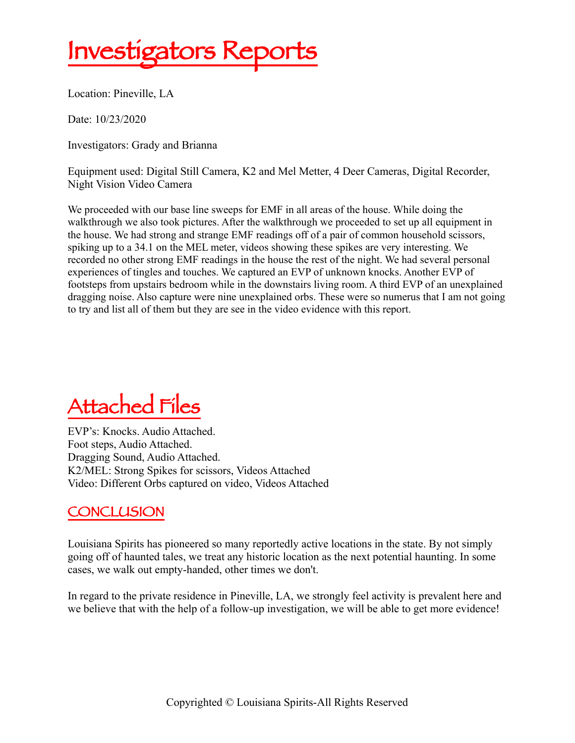# Investigators Reports

Location: Pineville, LA

Date: 10/23/2020

Investigators: Grady and Brianna

Equipment used: Digital Still Camera, K2 and Mel Metter, 4 Deer Cameras, Digital Recorder, Night Vision Video Camera

We proceeded with our base line sweeps for EMF in all areas of the house. While doing the walkthrough we also took pictures. After the walkthrough we proceeded to set up all equipment in the house. We had strong and strange EMF readings off of a pair of common household scissors, spiking up to a 34.1 on the MEL meter, videos showing these spikes are very interesting. We recorded no other strong EMF readings in the house the rest of the night. We had several personal experiences of tingles and touches. We captured an EVP of unknown knocks. Another EVP of footsteps from upstairs bedroom while in the downstairs living room. A third EVP of an unexplained dragging noise. Also capture were nine unexplained orbs. These were so numerus that I am not going to try and list all of them but they are see in the video evidence with this report.

# Attached Files

EVP's: Knocks. Audio Attached.
Foot steps, Audio Attached.
Dragging Sound, Audio Attached.
K2/MEL: Strong Spikes for scissors, Videos Attached
Video: Different Orbs captured on video, Videos Attached

## CONCLUSION

Louisiana Spirits has pioneered so many reportedly active locations in the state. By not simply going off of haunted tales, we treat any historic location as the next potential haunting. In some cases, we walk out empty-handed, other times we don't.

In regard to the private residence in Pineville, LA, we strongly feel activity is prevalent here and we believe that with the help of a follow-up investigation, we will be able to get more evidence!

Copyrighted © Louisiana Spirits-All Rights Reserved